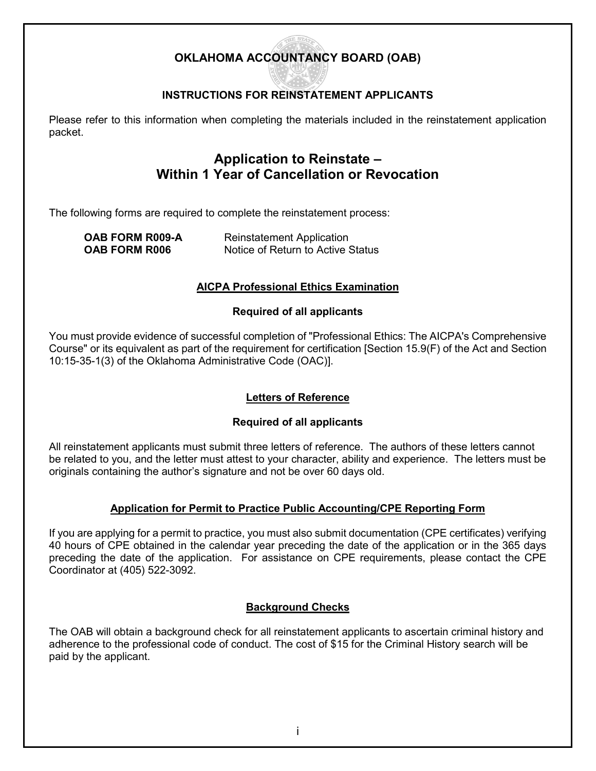# OKLAHOMA ACCOUNTANCY BOARD (OAB)

### INSTRUCTIONS FOR REINSTATEMENT APPLICANTS

Please refer to this information when completing the materials included in the reinstatement application packet.

## Application to Reinstate – Within 1 Year of Cancellation or Revocation

The following forms are required to complete the reinstatement process:

| | |
|---|---|
| **OAB FORM R009-A** | Reinstatement Application |
| **OAB FORM R006** | Notice of Return to Active Status |

### AICPA Professional Ethics Examination

**Required of all applicants**

You must provide evidence of successful completion of "Professional Ethics: The AICPA's Comprehensive Course" or its equivalent as part of the requirement for certification [Section 15.9(F) of the Act and Section 10:15-35-1(3) of the Oklahoma Administrative Code (OAC)].

### Letters of Reference

**Required of all applicants**

All reinstatement applicants must submit three letters of reference. The authors of these letters cannot be related to you, and the letter must attest to your character, ability and experience. The letters must be originals containing the author's signature and not be over 60 days old.

### Application for Permit to Practice Public Accounting/CPE Reporting Form

If you are applying for a permit to practice, you must also submit documentation (CPE certificates) verifying 40 hours of CPE obtained in the calendar year preceding the date of the application or in the 365 days preceding the date of the application. For assistance on CPE requirements, please contact the CPE Coordinator at (405) 522-3092.

### Background Checks

The OAB will obtain a background check for all reinstatement applicants to ascertain criminal history and adherence to the professional code of conduct. The cost of $15 for the Criminal History search will be paid by the applicant.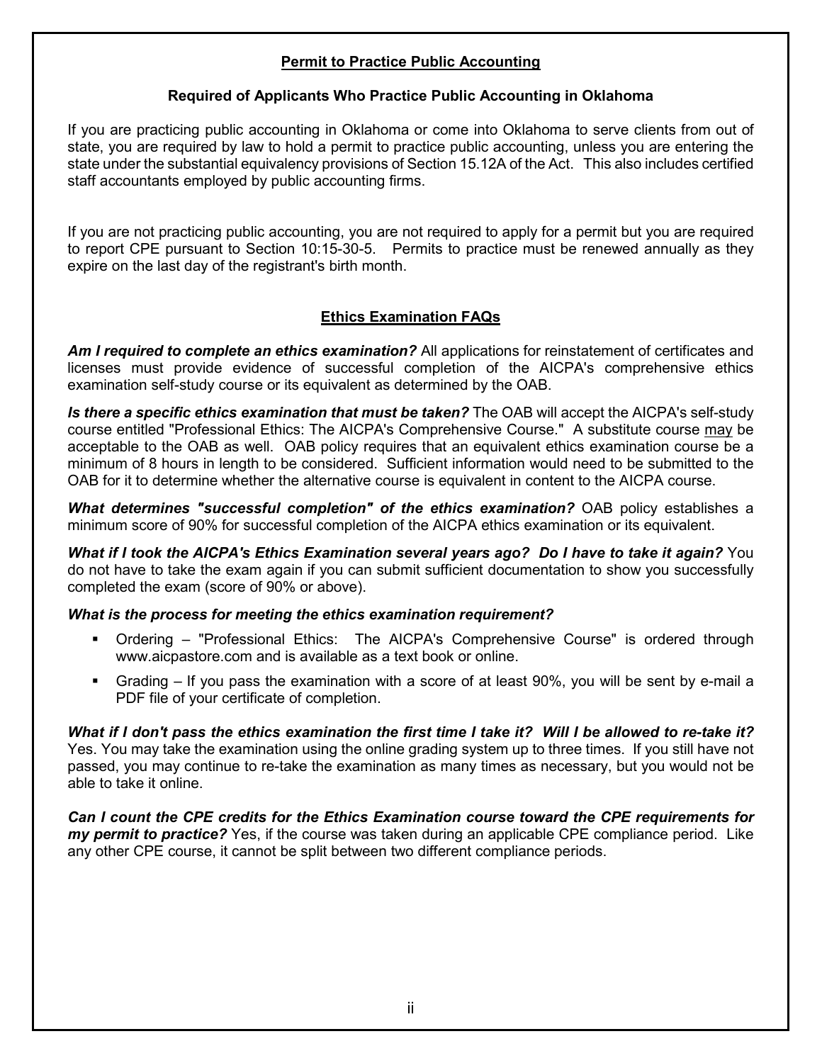## Permit to Practice Public Accounting

### Required of Applicants Who Practice Public Accounting in Oklahoma

If you are practicing public accounting in Oklahoma or come into Oklahoma to serve clients from out of state, you are required by law to hold a permit to practice public accounting, unless you are entering the state under the substantial equivalency provisions of Section 15.12A of the Act. This also includes certified staff accountants employed by public accounting firms.

If you are not practicing public accounting, you are not required to apply for a permit but you are required to report CPE pursuant to Section 10:15-30-5. Permits to practice must be renewed annually as they expire on the last day of the registrant's birth month.

## Ethics Examination FAQs

***Am I required to complete an ethics examination?*** All applications for reinstatement of certificates and licenses must provide evidence of successful completion of the AICPA's comprehensive ethics examination self-study course or its equivalent as determined by the OAB.

***Is there a specific ethics examination that must be taken?*** The OAB will accept the AICPA's self-study course entitled "Professional Ethics: The AICPA's Comprehensive Course." A substitute course may be acceptable to the OAB as well. OAB policy requires that an equivalent ethics examination course be a minimum of 8 hours in length to be considered. Sufficient information would need to be submitted to the OAB for it to determine whether the alternative course is equivalent in content to the AICPA course.

***What determines "successful completion" of the ethics examination?*** OAB policy establishes a minimum score of 90% for successful completion of the AICPA ethics examination or its equivalent.

***What if I took the AICPA's Ethics Examination several years ago? Do I have to take it again?*** You do not have to take the exam again if you can submit sufficient documentation to show you successfully completed the exam (score of 90% or above).

***What is the process for meeting the ethics examination requirement?***

- Ordering – "Professional Ethics: The AICPA's Comprehensive Course" is ordered through www.aicpastore.com and is available as a text book or online.
- Grading – If you pass the examination with a score of at least 90%, you will be sent by e-mail a PDF file of your certificate of completion.

***What if I don't pass the ethics examination the first time I take it? Will I be allowed to re-take it?*** Yes. You may take the examination using the online grading system up to three times. If you still have not passed, you may continue to re-take the examination as many times as necessary, but you would not be able to take it online.

***Can I count the CPE credits for the Ethics Examination course toward the CPE requirements for my permit to practice?*** Yes, if the course was taken during an applicable CPE compliance period. Like any other CPE course, it cannot be split between two different compliance periods.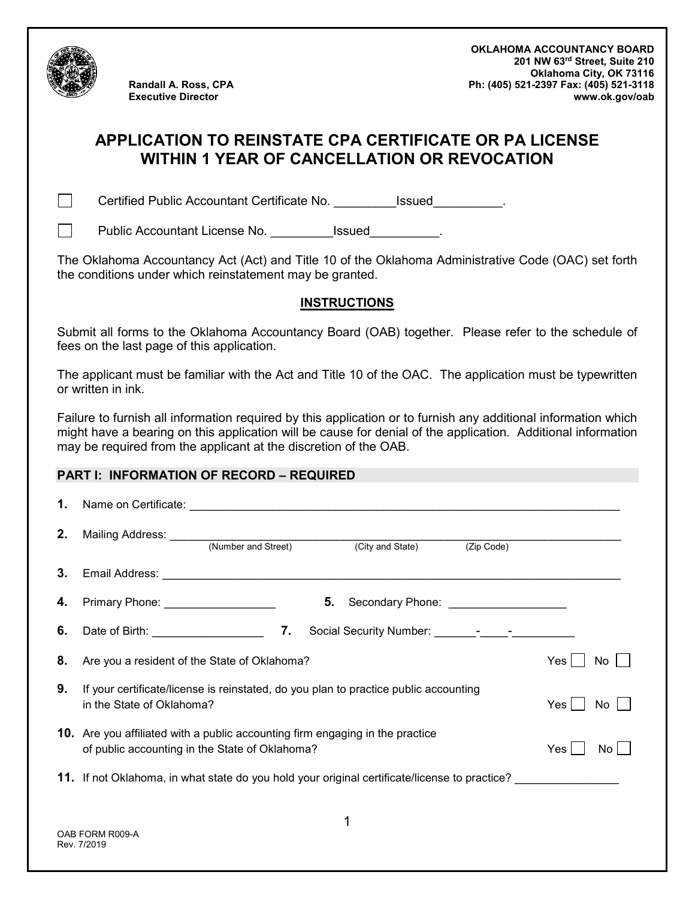Randall A. Ross, CPA
Executive Director

**OKLAHOMA ACCOUNTANCY BOARD**
**201 NW 63rd Street, Suite 210**
**Oklahoma City, OK 73116**
**Ph: (405) 521-2397 Fax: (405) 521-3118**
**www.ok.gov/oab**

# APPLICATION TO REINSTATE CPA CERTIFICATE OR PA LICENSE WITHIN 1 YEAR OF CANCELLATION OR REVOCATION

☐ Certified Public Accountant Certificate No. _________Issued__________.

☐ Public Accountant License No. _________Issued__________.

The Oklahoma Accountancy Act (Act) and Title 10 of the Oklahoma Administrative Code (OAC) set forth the conditions under which reinstatement may be granted.

## INSTRUCTIONS

Submit all forms to the Oklahoma Accountancy Board (OAB) together. Please refer to the schedule of fees on the last page of this application.

The applicant must be familiar with the Act and Title 10 of the OAC. The application must be typewritten or written in ink.

Failure to furnish all information required by this application or to furnish any additional information which might have a bearing on this application will be cause for denial of the application. Additional information may be required from the applicant at the discretion of the OAB.

## PART I: INFORMATION OF RECORD – REQUIRED

**1.** Name on Certificate: ______________________________________________________________

**2.** Mailing Address: ______________________________________________________________
(Number and Street) (City and State) (Zip Code)

**3.** Email Address: ______________________________________________________________

**4.** Primary Phone: _________________ **5.** Secondary Phone: __________________

**6.** Date of Birth: _________________ **7.** Social Security Number: _______-_____-__________

**8.** Are you a resident of the State of Oklahoma? Yes ☐ No ☐

**9.** If your certificate/license is reinstated, do you plan to practice public accounting in the State of Oklahoma? Yes ☐ No ☐

**10.** Are you affiliated with a public accounting firm engaging in the practice of public accounting in the State of Oklahoma? Yes ☐ No ☐

**11.** If not Oklahoma, in what state do you hold your original certificate/license to practice? ________________

OAB FORM R009-A
Rev. 7/2019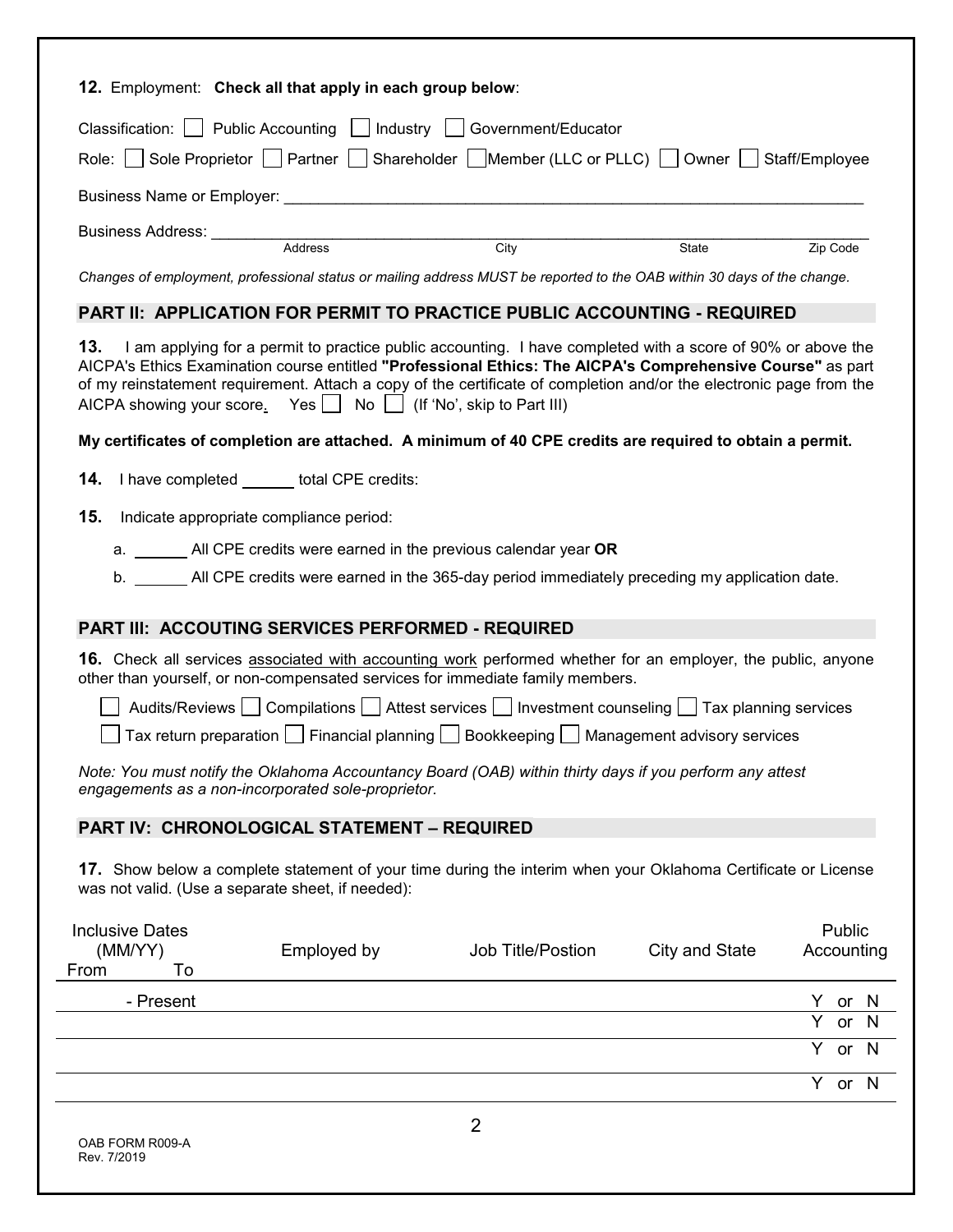**12.** Employment: **Check all that apply in each group below**:

Classification: ☐ Public Accounting ☐ Industry ☐ Government/Educator

Role: ☐ Sole Proprietor ☐ Partner ☐ Shareholder ☐ Member (LLC or PLLC) ☐ Owner ☐ Staff/Employee

Business Name or Employer: ___________________________________________________________________

Business Address: ___________________________________________________________________
Address City State Zip Code

*Changes of employment, professional status or mailing address MUST be reported to the OAB within 30 days of the change.*

## PART II: APPLICATION FOR PERMIT TO PRACTICE PUBLIC ACCOUNTING - REQUIRED

**13.** I am applying for a permit to practice public accounting. I have completed with a score of 90% or above the AICPA's Ethics Examination course entitled **"Professional Ethics: The AICPA's Comprehensive Course"** as part of my reinstatement requirement. Attach a copy of the certificate of completion and/or the electronic page from the AICPA showing your score. Yes ☐ No ☐ (If 'No', skip to Part III)

**My certificates of completion are attached. A minimum of 40 CPE credits are required to obtain a permit.**

**14.** I have completed ______ total CPE credits:

**15.** Indicate appropriate compliance period:

a. ______ All CPE credits were earned in the previous calendar year **OR**

b. ______ All CPE credits were earned in the 365-day period immediately preceding my application date.

## PART III: ACCOUTING SERVICES PERFORMED - REQUIRED

**16.** Check all services associated with accounting work performed whether for an employer, the public, anyone other than yourself, or non-compensated services for immediate family members.

☐ Audits/Reviews ☐ Compilations ☐ Attest services ☐ Investment counseling ☐ Tax planning services

☐ Tax return preparation ☐ Financial planning ☐ Bookkeeping ☐ Management advisory services

*Note: You must notify the Oklahoma Accountancy Board (OAB) within thirty days if you perform any attest engagements as a non-incorporated sole-proprietor.*

## PART IV: CHRONOLOGICAL STATEMENT – REQUIRED

**17.** Show below a complete statement of your time during the interim when your Oklahoma Certificate or License was not valid. (Use a separate sheet, if needed):

| Inclusive Dates (MM/YY) From To | Employed by | Job Title/Postion | City and State | Public Accounting |
|---|---|---|---|---|
| - Present | | | | Y or N |
| | | | | Y or N |
| | | | | Y or N |
| | | | | Y or N |

OAB FORM R009-A
Rev. 7/2019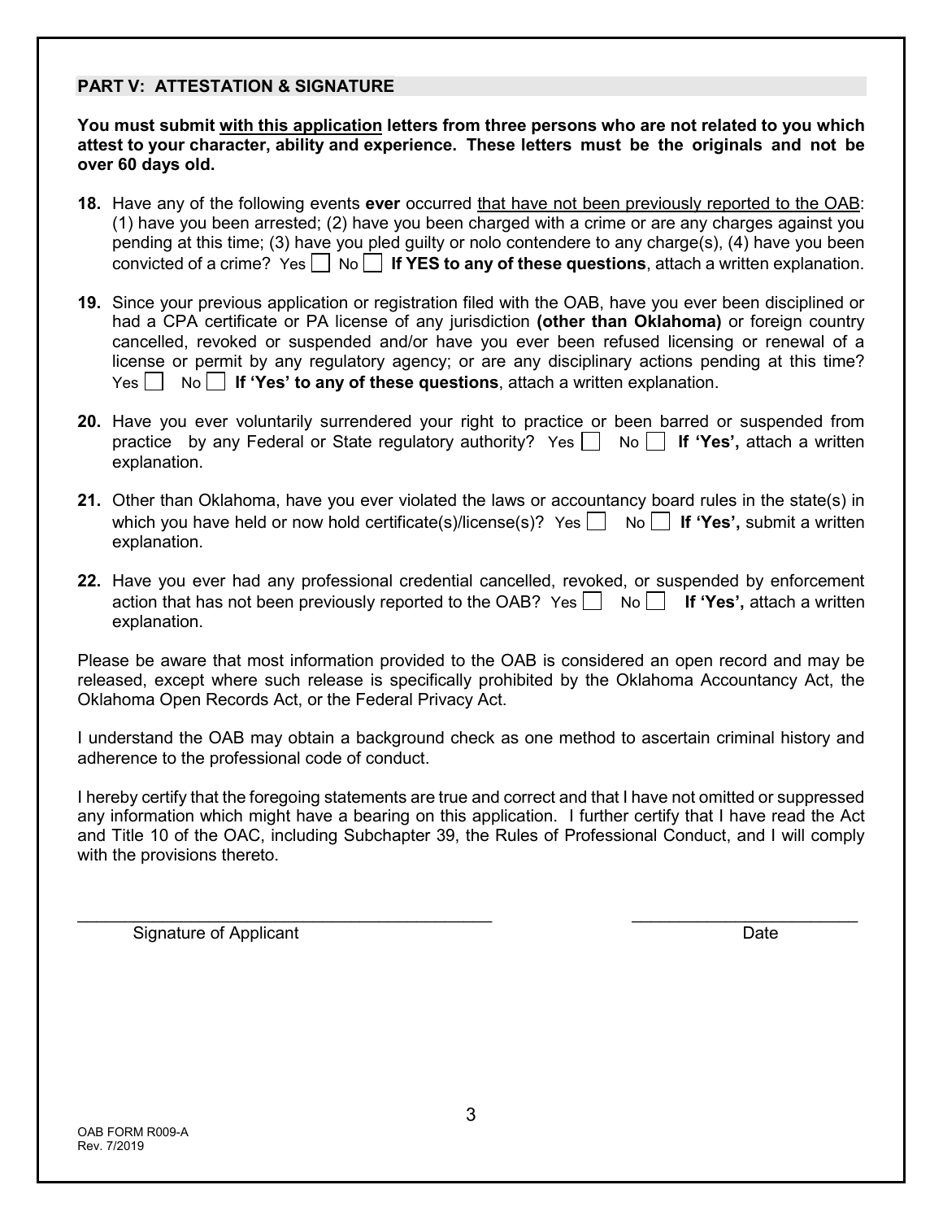## PART V: ATTESTATION & SIGNATURE

**You must submit <u>with this application</u> letters from three persons who are not related to you which attest to your character, ability and experience. These letters must be the originals and not be over 60 days old.**

**18.** Have any of the following events **ever** occurred <u>that have not been previously reported to the OAB</u>: (1) have you been arrested; (2) have you been charged with a crime or are any charges against you pending at this time; (3) have you pled guilty or nolo contendere to any charge(s), (4) have you been convicted of a crime? Yes ☐ No ☐ **If YES to any of these questions**, attach a written explanation.

**19.** Since your previous application or registration filed with the OAB, have you ever been disciplined or had a CPA certificate or PA license of any jurisdiction **(other than Oklahoma)** or foreign country cancelled, revoked or suspended and/or have you ever been refused licensing or renewal of a license or permit by any regulatory agency; or are any disciplinary actions pending at this time? Yes ☐ No ☐ **If 'Yes' to any of these questions**, attach a written explanation.

**20.** Have you ever voluntarily surrendered your right to practice or been barred or suspended from practice by any Federal or State regulatory authority? Yes ☐ No ☐ **If 'Yes',** attach a written explanation.

**21.** Other than Oklahoma, have you ever violated the laws or accountancy board rules in the state(s) in which you have held or now hold certificate(s)/license(s)? Yes ☐ No ☐ **If 'Yes',** submit a written explanation.

**22.** Have you ever had any professional credential cancelled, revoked, or suspended by enforcement action that has not been previously reported to the OAB? Yes ☐ No ☐ **If 'Yes',** attach a written explanation.

Please be aware that most information provided to the OAB is considered an open record and may be released, except where such release is specifically prohibited by the Oklahoma Accountancy Act, the Oklahoma Open Records Act, or the Federal Privacy Act.

I understand the OAB may obtain a background check as one method to ascertain criminal history and adherence to the professional code of conduct.

I hereby certify that the foregoing statements are true and correct and that I have not omitted or suppressed any information which might have a bearing on this application. I further certify that I have read the Act and Title 10 of the OAC, including Subchapter 39, the Rules of Professional Conduct, and I will comply with the provisions thereto.

\_\_\_\_\_\_\_\_\_\_\_\_\_\_\_\_\_\_\_\_\_\_\_\_\_\_\_\_\_\_\_\_\_\_\_\_\_\_\_\_\_\_\_ &nbsp;&nbsp;&nbsp;&nbsp; \_\_\_\_\_\_\_\_\_\_\_\_\_\_\_\_\_\_\_\_\_\_\_

Signature of Applicant &nbsp;&nbsp;&nbsp;&nbsp; Date

OAB FORM R009-A
Rev. 7/2019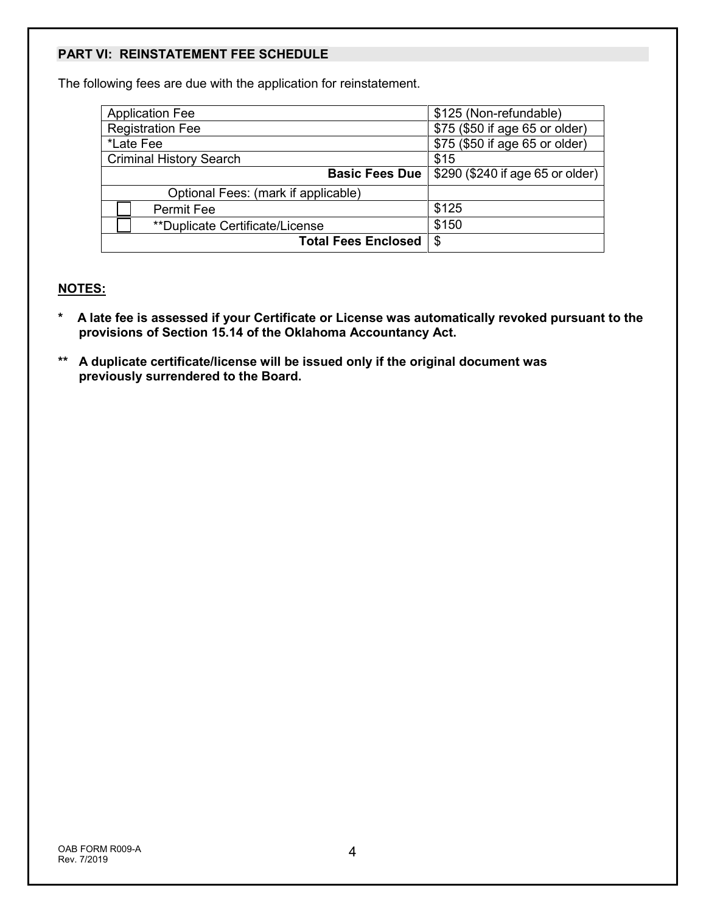## PART VI: REINSTATEMENT FEE SCHEDULE

The following fees are due with the application for reinstatement.

| | |
|---|---|
| Application Fee | $125 (Non-refundable) |
| Registration Fee | $75 ($50 if age 65 or older) |
| *Late Fee | $75 ($50 if age 65 or older) |
| Criminal History Search | $15 |
| **Basic Fees Due** | $290 ($240 if age 65 or older) |
| Optional Fees: (mark if applicable) | |
| ☐ Permit Fee | $125 |
| ☐ **Duplicate Certificate/License | $150 |
| **Total Fees Enclosed** | $ |

**NOTES:**

**\* A late fee is assessed if your Certificate or License was automatically revoked pursuant to the provisions of Section 15.14 of the Oklahoma Accountancy Act.**

**\*\* A duplicate certificate/license will be issued only if the original document was previously surrendered to the Board.**

OAB FORM R009-A
Rev. 7/2019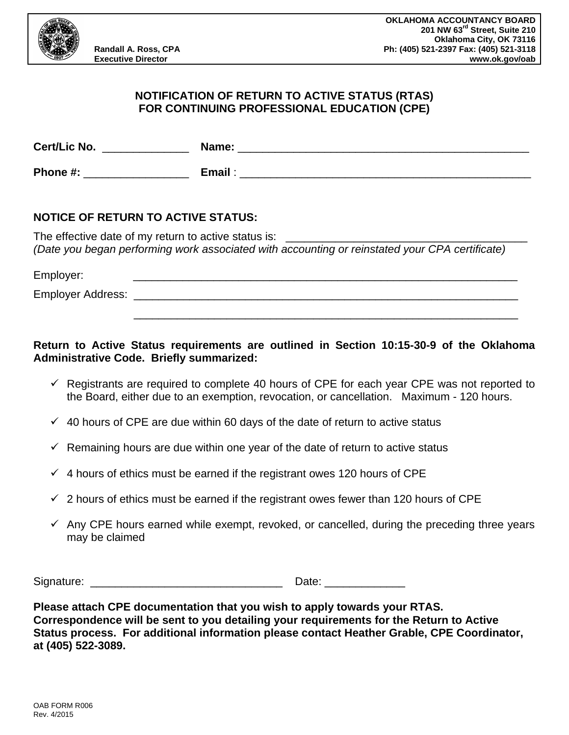Randall A. Ross, CPA
Executive Director

**OKLAHOMA ACCOUNTANCY BOARD**
**201 NW 63rd Street, Suite 210**
**Oklahoma City, OK 73116**
**Ph: (405) 521-2397 Fax: (405) 521-3118**
**www.ok.gov/oab**

## NOTIFICATION OF RETURN TO ACTIVE STATUS (RTAS) FOR CONTINUING PROFESSIONAL EDUCATION (CPE)

**Cert/Lic No.** ______________ **Name:** ________________________________________________

**Phone #:** _________________ **Email** : ________________________________________________

### NOTICE OF RETURN TO ACTIVE STATUS:

The effective date of my return to active status is: ________________________________________
*(Date you began performing work associated with accounting or reinstated your CPA certificate)*

Employer: ________________________________________________________________

Employer Address: ________________________________________________________________

________________________________________________________________

**Return to Active Status requirements are outlined in Section 10:15-30-9 of the Oklahoma Administrative Code. Briefly summarized:**

- ✓ Registrants are required to complete 40 hours of CPE for each year CPE was not reported to the Board, either due to an exemption, revocation, or cancellation. Maximum - 120 hours.
- ✓ 40 hours of CPE are due within 60 days of the date of return to active status
- ✓ Remaining hours are due within one year of the date of return to active status
- ✓ 4 hours of ethics must be earned if the registrant owes 120 hours of CPE
- ✓ 2 hours of ethics must be earned if the registrant owes fewer than 120 hours of CPE
- ✓ Any CPE hours earned while exempt, revoked, or cancelled, during the preceding three years may be claimed

Signature: ________________________________ Date: _____________

**Please attach CPE documentation that you wish to apply towards your RTAS. Correspondence will be sent to you detailing your requirements for the Return to Active Status process. For additional information please contact Heather Grable, CPE Coordinator, at (405) 522-3089.**

OAB FORM R006
Rev. 4/2015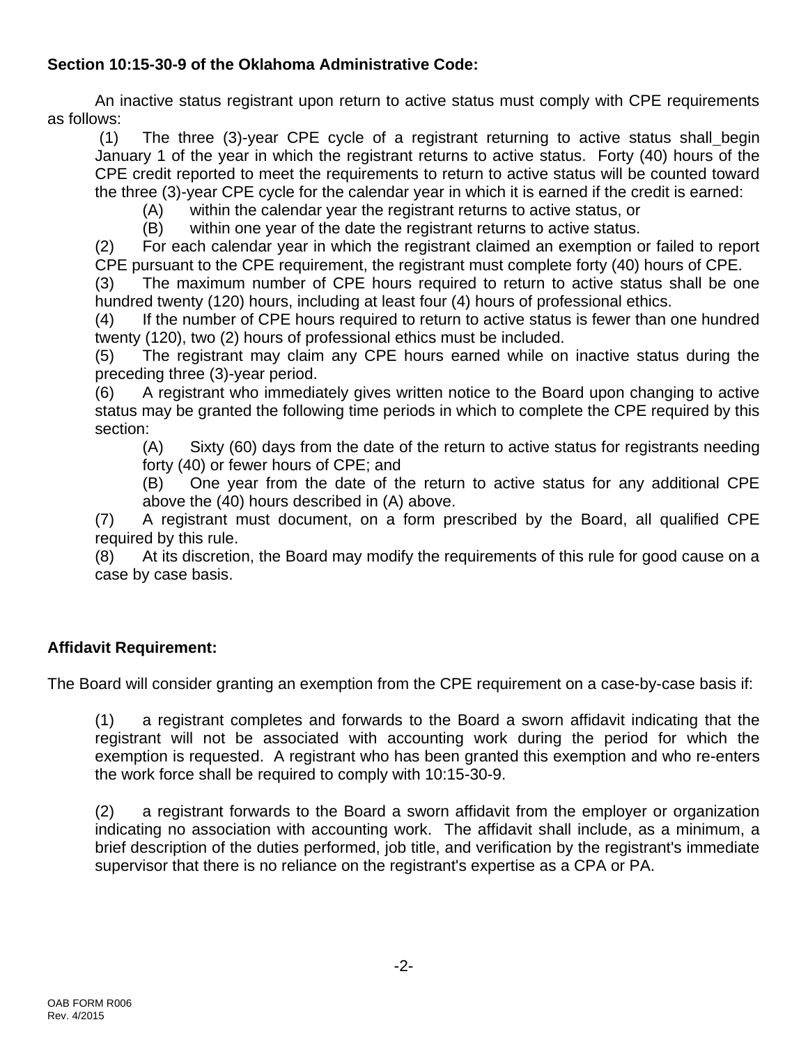**Section 10:15-30-9 of the Oklahoma Administrative Code:**

An inactive status registrant upon return to active status must comply with CPE requirements as follows:

(1) The three (3)-year CPE cycle of a registrant returning to active status shall begin January 1 of the year in which the registrant returns to active status. Forty (40) hours of the CPE credit reported to meet the requirements to return to active status will be counted toward the three (3)-year CPE cycle for the calendar year in which it is earned if the credit is earned:

(A) within the calendar year the registrant returns to active status, or

(B) within one year of the date the registrant returns to active status.

(2) For each calendar year in which the registrant claimed an exemption or failed to report CPE pursuant to the CPE requirement, the registrant must complete forty (40) hours of CPE.

(3) The maximum number of CPE hours required to return to active status shall be one hundred twenty (120) hours, including at least four (4) hours of professional ethics.

(4) If the number of CPE hours required to return to active status is fewer than one hundred twenty (120), two (2) hours of professional ethics must be included.

(5) The registrant may claim any CPE hours earned while on inactive status during the preceding three (3)-year period.

(6) A registrant who immediately gives written notice to the Board upon changing to active status may be granted the following time periods in which to complete the CPE required by this section:

(A) Sixty (60) days from the date of the return to active status for registrants needing forty (40) or fewer hours of CPE; and

(B) One year from the date of the return to active status for any additional CPE above the (40) hours described in (A) above.

(7) A registrant must document, on a form prescribed by the Board, all qualified CPE required by this rule.

(8) At its discretion, the Board may modify the requirements of this rule for good cause on a case by case basis.

**Affidavit Requirement:**

The Board will consider granting an exemption from the CPE requirement on a case-by-case basis if:

(1) a registrant completes and forwards to the Board a sworn affidavit indicating that the registrant will not be associated with accounting work during the period for which the exemption is requested. A registrant who has been granted this exemption and who re-enters the work force shall be required to comply with 10:15-30-9.

(2) a registrant forwards to the Board a sworn affidavit from the employer or organization indicating no association with accounting work. The affidavit shall include, as a minimum, a brief description of the duties performed, job title, and verification by the registrant's immediate supervisor that there is no reliance on the registrant's expertise as a CPA or PA.

OAB FORM R006
Rev. 4/2015